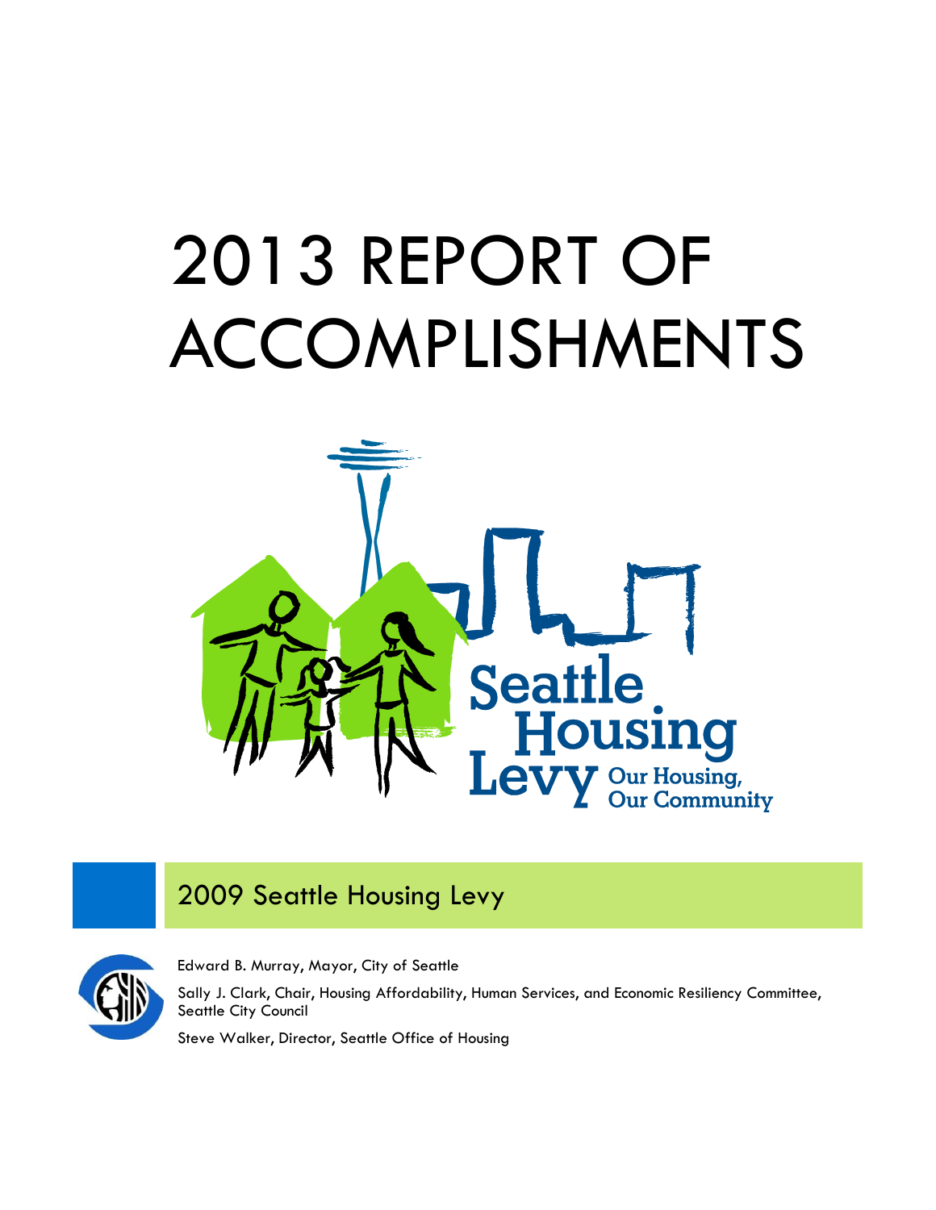# 2013 REPORT OF ACCOMPLISHMENTS

Seattle Housing Levy
Our Housing, Our Community

## 2009 Seattle Housing Levy

Edward B. Murray, Mayor, City of Seattle

Sally J. Clark, Chair, Housing Affordability, Human Services, and Economic Resiliency Committee, Seattle City Council

Steve Walker, Director, Seattle Office of Housing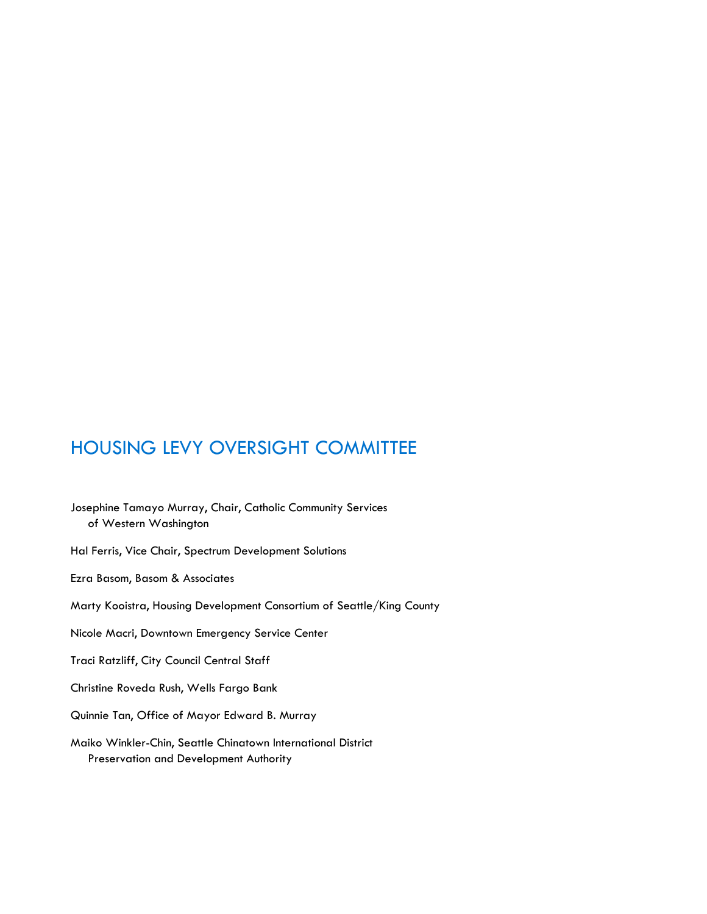## HOUSING LEVY OVERSIGHT COMMITTEE

Josephine Tamayo Murray, Chair, Catholic Community Services of Western Washington

Hal Ferris, Vice Chair, Spectrum Development Solutions

Ezra Basom, Basom & Associates

Marty Kooistra, Housing Development Consortium of Seattle/King County

Nicole Macri, Downtown Emergency Service Center

Traci Ratzliff, City Council Central Staff

Christine Roveda Rush, Wells Fargo Bank

Quinnie Tan, Office of Mayor Edward B. Murray

Maiko Winkler-Chin, Seattle Chinatown International District Preservation and Development Authority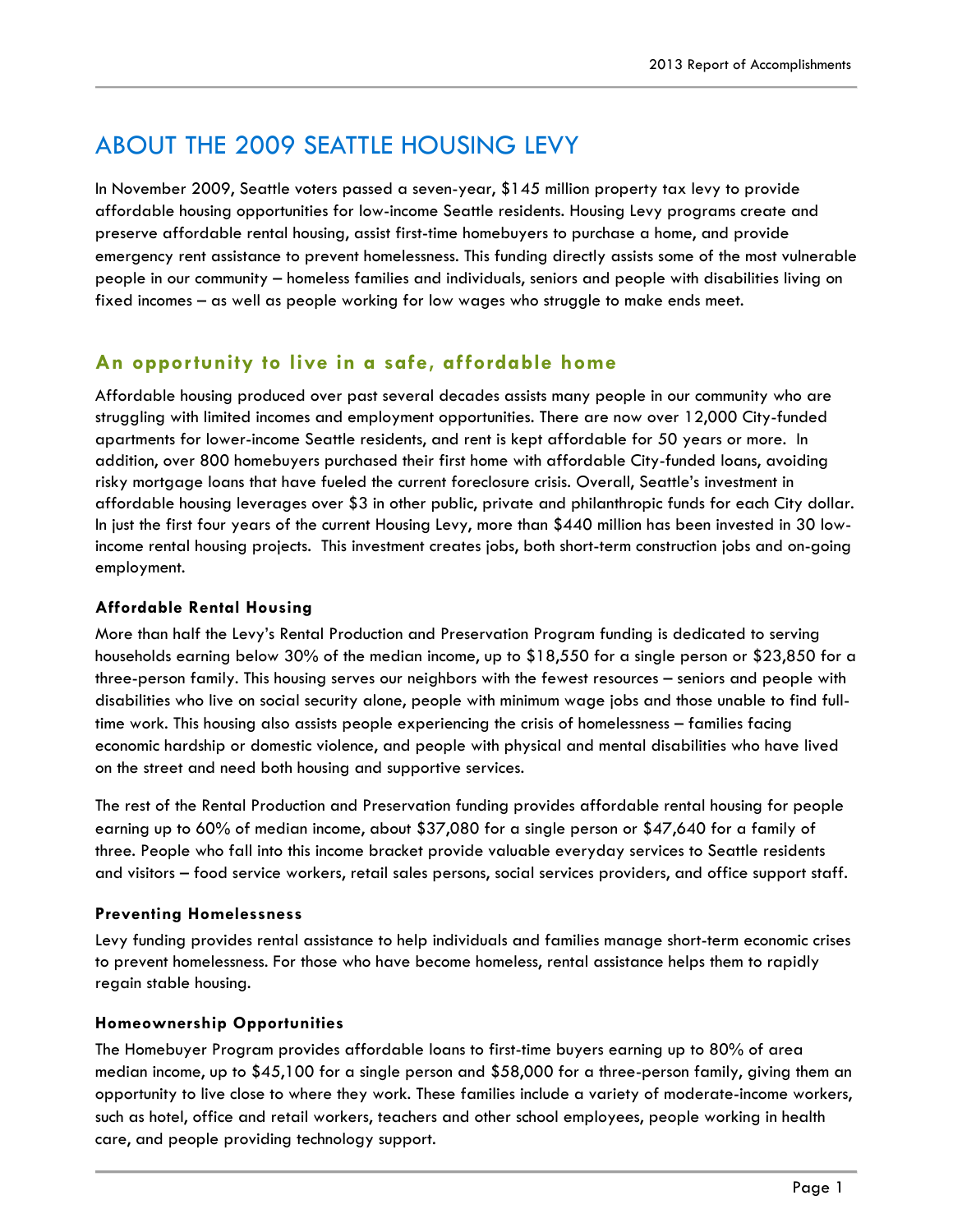# ABOUT THE 2009 SEATTLE HOUSING LEVY

In November 2009, Seattle voters passed a seven-year, $145 million property tax levy to provide affordable housing opportunities for low-income Seattle residents. Housing Levy programs create and preserve affordable rental housing, assist first-time homebuyers to purchase a home, and provide emergency rent assistance to prevent homelessness. This funding directly assists some of the most vulnerable people in our community – homeless families and individuals, seniors and people with disabilities living on fixed incomes – as well as people working for low wages who struggle to make ends meet.

## An opportunity to live in a safe, affordable home

Affordable housing produced over past several decades assists many people in our community who are struggling with limited incomes and employment opportunities. There are now over 12,000 City-funded apartments for lower-income Seattle residents, and rent is kept affordable for 50 years or more. In addition, over 800 homebuyers purchased their first home with affordable City-funded loans, avoiding risky mortgage loans that have fueled the current foreclosure crisis. Overall, Seattle's investment in affordable housing leverages over $3 in other public, private and philanthropic funds for each City dollar. In just the first four years of the current Housing Levy, more than $440 million has been invested in 30 low-income rental housing projects. This investment creates jobs, both short-term construction jobs and on-going employment.

### Affordable Rental Housing

More than half the Levy's Rental Production and Preservation Program funding is dedicated to serving households earning below 30% of the median income, up to $18,550 for a single person or $23,850 for a three-person family. This housing serves our neighbors with the fewest resources – seniors and people with disabilities who live on social security alone, people with minimum wage jobs and those unable to find full-time work. This housing also assists people experiencing the crisis of homelessness – families facing economic hardship or domestic violence, and people with physical and mental disabilities who have lived on the street and need both housing and supportive services.

The rest of the Rental Production and Preservation funding provides affordable rental housing for people earning up to 60% of median income, about $37,080 for a single person or $47,640 for a family of three. People who fall into this income bracket provide valuable everyday services to Seattle residents and visitors – food service workers, retail sales persons, social services providers, and office support staff.

### Preventing Homelessness

Levy funding provides rental assistance to help individuals and families manage short-term economic crises to prevent homelessness. For those who have become homeless, rental assistance helps them to rapidly regain stable housing.

### Homeownership Opportunities

The Homebuyer Program provides affordable loans to first-time buyers earning up to 80% of area median income, up to $45,100 for a single person and $58,000 for a three-person family, giving them an opportunity to live close to where they work. These families include a variety of moderate-income workers, such as hotel, office and retail workers, teachers and other school employees, people working in health care, and people providing technology support.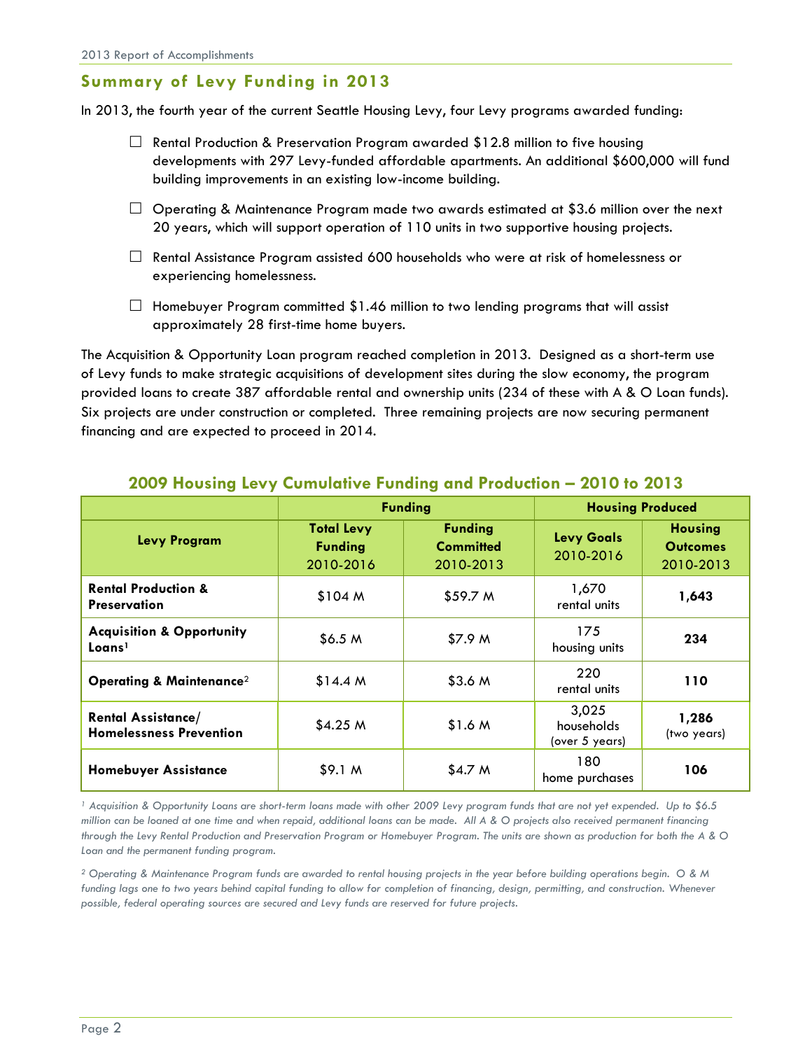## Summary of Levy Funding in 2013

In 2013, the fourth year of the current Seattle Housing Levy, four Levy programs awarded funding:

- ☐ Rental Production & Preservation Program awarded $12.8 million to five housing developments with 297 Levy-funded affordable apartments. An additional $600,000 will fund building improvements in an existing low-income building.
- ☐ Operating & Maintenance Program made two awards estimated at $3.6 million over the next 20 years, which will support operation of 110 units in two supportive housing projects.
- ☐ Rental Assistance Program assisted 600 households who were at risk of homelessness or experiencing homelessness.
- ☐ Homebuyer Program committed $1.46 million to two lending programs that will assist approximately 28 first-time home buyers.

The Acquisition & Opportunity Loan program reached completion in 2013. Designed as a short-term use of Levy funds to make strategic acquisitions of development sites during the slow economy, the program provided loans to create 387 affordable rental and ownership units (234 of these with A & O Loan funds). Six projects are under construction or completed. Three remaining projects are now securing permanent financing and are expected to proceed in 2014.

### 2009 Housing Levy Cumulative Funding and Production – 2010 to 2013

| Levy Program | Funding | | Housing Produced | |
|---|---|---|---|---|
| | **Total Levy Funding** 2010-2016 | **Funding Committed** 2010-2013 | **Levy Goals** 2010-2016 | **Housing Outcomes** 2010-2013 |
| **Rental Production & Preservation** | $104 M | $59.7 M | 1,670 rental units | **1,643** |
| **Acquisition & Opportunity Loans**[1] | $6.5 M | $7.9 M | 175 housing units | **234** |
| **Operating & Maintenance**[2] | $14.4 M | $3.6 M | 220 rental units | **110** |
| **Rental Assistance/ Homelessness Prevention** | $4.25 M | $1.6 M | 3,025 households (over 5 years) | **1,286** (two years) |
| **Homebuyer Assistance** | $9.1 M | $4.7 M | 180 home purchases | **106** |

*[1] Acquisition & Opportunity Loans are short-term loans made with other 2009 Levy program funds that are not yet expended. Up to $6.5 million can be loaned at one time and when repaid, additional loans can be made. All A & O projects also received permanent financing through the Levy Rental Production and Preservation Program or Homebuyer Program. The units are shown as production for both the A & O Loan and the permanent funding program.*

*[2] Operating & Maintenance Program funds are awarded to rental housing projects in the year before building operations begin. O & M funding lags one to two years behind capital funding to allow for completion of financing, design, permitting, and construction. Whenever possible, federal operating sources are secured and Levy funds are reserved for future projects.*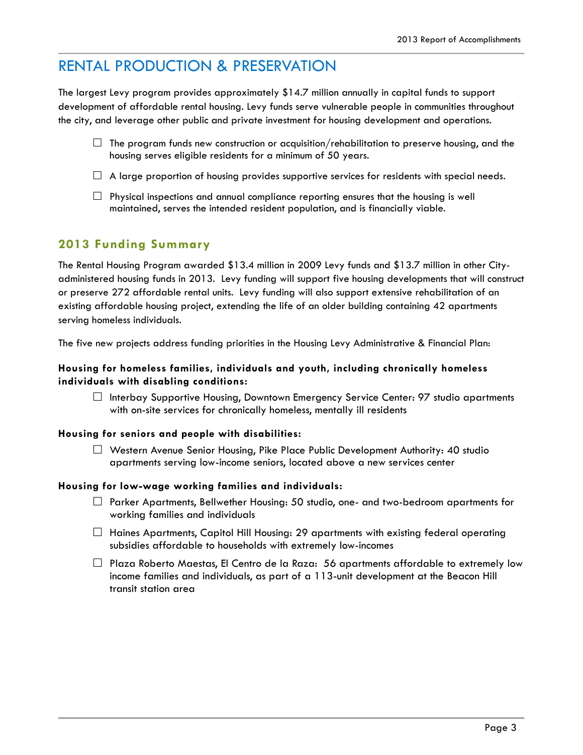# RENTAL PRODUCTION & PRESERVATION

The largest Levy program provides approximately $14.7 million annually in capital funds to support development of affordable rental housing. Levy funds serve vulnerable people in communities throughout the city, and leverage other public and private investment for housing development and operations.

- The program funds new construction or acquisition/rehabilitation to preserve housing, and the housing serves eligible residents for a minimum of 50 years.
- A large proportion of housing provides supportive services for residents with special needs.
- Physical inspections and annual compliance reporting ensures that the housing is well maintained, serves the intended resident population, and is financially viable.

## 2013 Funding Summary

The Rental Housing Program awarded $13.4 million in 2009 Levy funds and $13.7 million in other City-administered housing funds in 2013. Levy funding will support five housing developments that will construct or preserve 272 affordable rental units. Levy funding will also support extensive rehabilitation of an existing affordable housing project, extending the life of an older building containing 42 apartments serving homeless individuals.

The five new projects address funding priorities in the Housing Levy Administrative & Financial Plan:

**Housing for homeless families, individuals and youth, including chronically homeless individuals with disabling conditions:**

- Interbay Supportive Housing, Downtown Emergency Service Center: 97 studio apartments with on-site services for chronically homeless, mentally ill residents

**Housing for seniors and people with disabilities:**

- Western Avenue Senior Housing, Pike Place Public Development Authority: 40 studio apartments serving low-income seniors, located above a new services center

**Housing for low-wage working families and individuals:**

- Parker Apartments, Bellwether Housing: 50 studio, one- and two-bedroom apartments for working families and individuals
- Haines Apartments, Capitol Hill Housing: 29 apartments with existing federal operating subsidies affordable to households with extremely low-incomes
- Plaza Roberto Maestas, El Centro de la Raza: 56 apartments affordable to extremely low income families and individuals, as part of a 113-unit development at the Beacon Hill transit station area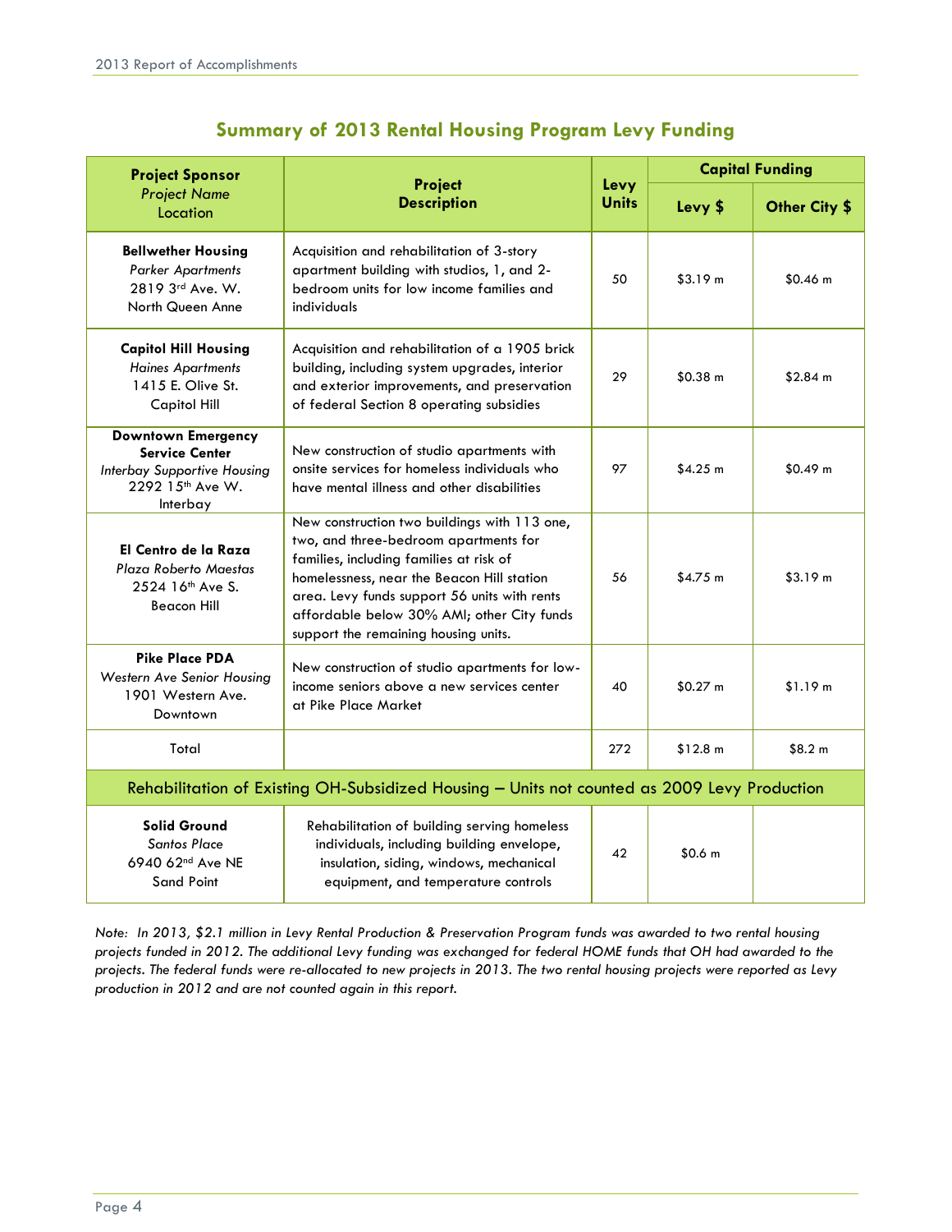## Summary of 2013 Rental Housing Program Levy Funding

| **Project Sponsor** *Project Name* Location | **Project Description** | **Levy Units** | **Capital Funding** | |
|---|---|---|---|---|
| | | | **Levy $** | **Other City $** |
| **Bellwether Housing** *Parker Apartments* 2819 3rd Ave. W. North Queen Anne | Acquisition and rehabilitation of 3-story apartment building with studios, 1, and 2-bedroom units for low income families and individuals | 50 | $3.19 m | $0.46 m |
| **Capitol Hill Housing** *Haines Apartments* 1415 E. Olive St. Capitol Hill | Acquisition and rehabilitation of a 1905 brick building, including system upgrades, interior and exterior improvements, and preservation of federal Section 8 operating subsidies | 29 | $0.38 m | $2.84 m |
| **Downtown Emergency Service Center** *Interbay Supportive Housing* 2292 15th Ave W. Interbay | New construction of studio apartments with onsite services for homeless individuals who have mental illness and other disabilities | 97 | $4.25 m | $0.49 m |
| **El Centro de la Raza** *Plaza Roberto Maestas* 2524 16th Ave S. Beacon Hill | New construction two buildings with 113 one, two, and three-bedroom apartments for families, including families at risk of homelessness, near the Beacon Hill station area. Levy funds support 56 units with rents affordable below 30% AMI; other City funds support the remaining housing units. | 56 | $4.75 m | $3.19 m |
| **Pike Place PDA** *Western Ave Senior Housing* 1901 Western Ave. Downtown | New construction of studio apartments for low-income seniors above a new services center at Pike Place Market | 40 | $0.27 m | $1.19 m |
| Total | | 272 | $12.8 m | $8.2 m |
| Rehabilitation of Existing OH-Subsidized Housing – Units not counted as 2009 Levy Production | | | | |
| **Solid Ground** *Santos Place* 6940 62nd Ave NE Sand Point | Rehabilitation of building serving homeless individuals, including building envelope, insulation, siding, windows, mechanical equipment, and temperature controls | 42 | $0.6 m | |

*Note: In 2013, $2.1 million in Levy Rental Production & Preservation Program funds was awarded to two rental housing projects funded in 2012. The additional Levy funding was exchanged for federal HOME funds that OH had awarded to the projects. The federal funds were re-allocated to new projects in 2013. The two rental housing projects were reported as Levy production in 2012 and are not counted again in this report.*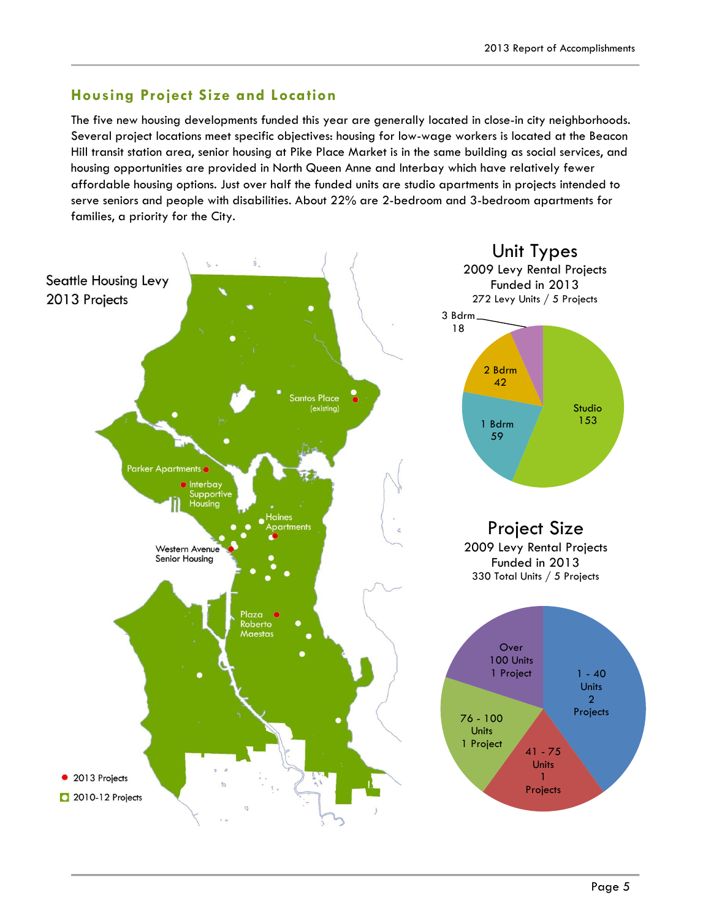## Housing Project Size and Location

The five new housing developments funded this year are generally located in close-in city neighborhoods. Several project locations meet specific objectives: housing for low-wage workers is located at the Beacon Hill transit station area, senior housing at Pike Place Market is in the same building as social services, and housing opportunities are provided in North Queen Anne and Interbay which have relatively fewer affordable housing options. Just over half the funded units are studio apartments in projects intended to serve seniors and people with disabilities. About 22% are 2-bedroom and 3-bedroom apartments for families, a priority for the City.

Seattle Housing Levy 2013 Projects

- Santos Place (existing)
- Parker Apartments
- Interbay Supportive Housing
- Haines Apartments
- Western Avenue Senior Housing
- Plaza Roberto Maestas

● 2013 Projects
○ 2010-12 Projects

### Unit Types

2009 Levy Rental Projects Funded in 2013
272 Levy Units / 5 Projects

| Unit Type | Units |
|---|---|
| Studio | 153 |
| 1 Bdrm | 59 |
| 2 Bdrm | 42 |
| 3 Bdrm | 18 |

### Project Size

2009 Levy Rental Projects Funded in 2013
330 Total Units / 5 Projects

| Project Size | Projects |
|---|---|
| 1 - 40 Units | 2 Projects |
| 41 - 75 Units | 1 Projects |
| 76 - 100 Units | 1 Project |
| Over 100 Units | 1 Project |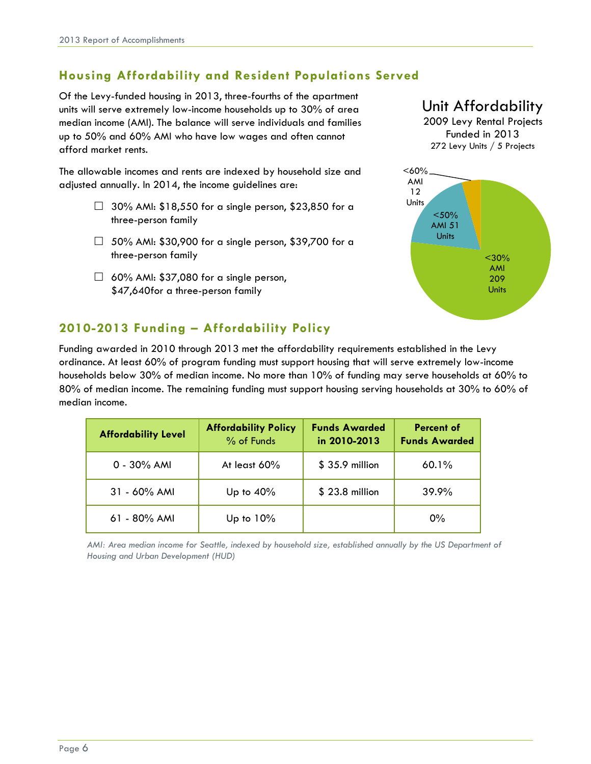## Housing Affordability and Resident Populations Served

Of the Levy-funded housing in 2013, three-fourths of the apartment units will serve extremely low-income households up to 30% of area median income (AMI). The balance will serve individuals and families up to 50% and 60% AMI who have low wages and often cannot afford market rents.

The allowable incomes and rents are indexed by household size and adjusted annually. In 2014, the income guidelines are:

- 30% AMI: $18,550 for a single person, $23,850 for a three-person family
- 50% AMI: $30,900 for a single person, $39,700 for a three-person family
- 60% AMI: $37,080 for a single person, $47,640for a three-person family

**Unit Affordability**

2009 Levy Rental Projects Funded in 2013

272 Levy Units / 5 Projects

- <30% AMI 209 Units
- <50% AMI 51 Units
- <60% AMI 12 Units

## 2010-2013 Funding – Affordability Policy

Funding awarded in 2010 through 2013 met the affordability requirements established in the Levy ordinance. At least 60% of program funding must support housing that will serve extremely low-income households below 30% of median income. No more than 10% of funding may serve households at 60% to 80% of median income. The remaining funding must support housing serving households at 30% to 60% of median income.

| Affordability Level | Affordability Policy % of Funds | Funds Awarded in 2010-2013 | Percent of Funds Awarded |
|---|---|---|---|
| 0 - 30% AMI | At least 60% | $ 35.9 million | 60.1% |
| 31 - 60% AMI | Up to 40% | $ 23.8 million | 39.9% |
| 61 - 80% AMI | Up to 10% | | 0% |

*AMI: Area median income for Seattle, indexed by household size, established annually by the US Department of Housing and Urban Development (HUD)*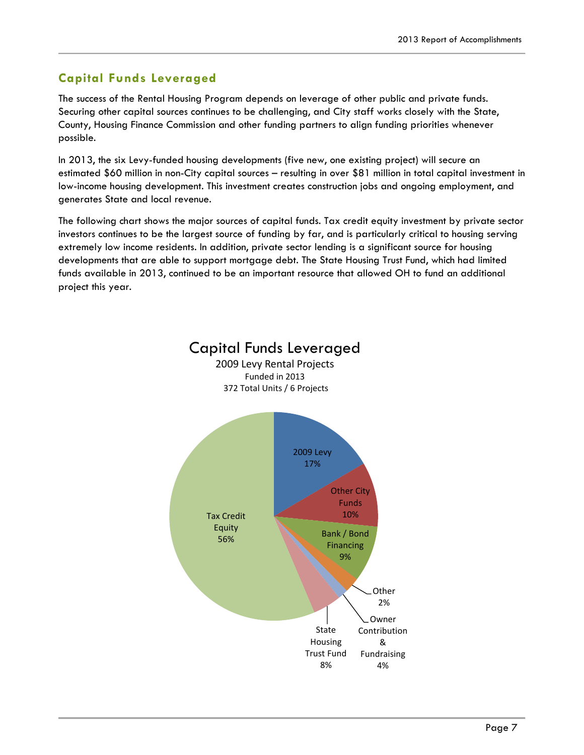## Capital Funds Leveraged

The success of the Rental Housing Program depends on leverage of other public and private funds. Securing other capital sources continues to be challenging, and City staff works closely with the State, County, Housing Finance Commission and other funding partners to align funding priorities whenever possible.

In 2013, the six Levy-funded housing developments (five new, one existing project) will secure an estimated $60 million in non-City capital sources – resulting in over $81 million in total capital investment in low-income housing development. This investment creates construction jobs and ongoing employment, and generates State and local revenue.

The following chart shows the major sources of capital funds. Tax credit equity investment by private sector investors continues to be the largest source of funding by far, and is particularly critical to housing serving extremely low income residents. In addition, private sector lending is a significant source for housing developments that are able to support mortgage debt. The State Housing Trust Fund, which had limited funds available in 2013, continued to be an important resource that allowed OH to fund an additional project this year.

**Capital Funds Leveraged**
2009 Levy Rental Projects
Funded in 2013
372 Total Units / 6 Projects

| Source | Percent |
| --- | --- |
| 2009 Levy | 17% |
| Other City Funds | 10% |
| Bank / Bond Financing | 9% |
| Other | 2% |
| Owner Contribution & Fundraising | 4% |
| State Housing Trust Fund | 8% |
| Tax Credit Equity | 56% |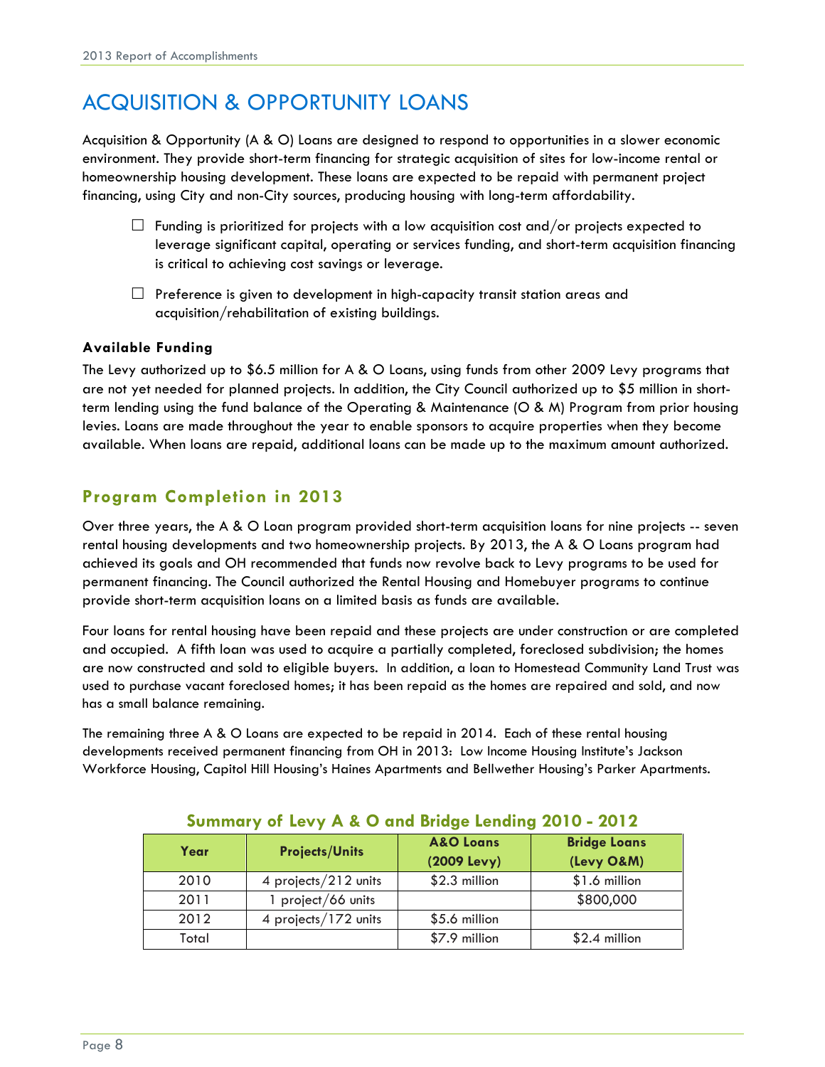# ACQUISITION & OPPORTUNITY LOANS

Acquisition & Opportunity (A & O) Loans are designed to respond to opportunities in a slower economic environment. They provide short-term financing for strategic acquisition of sites for low-income rental or homeownership housing development. These loans are expected to be repaid with permanent project financing, using City and non-City sources, producing housing with long-term affordability.

- Funding is prioritized for projects with a low acquisition cost and/or projects expected to leverage significant capital, operating or services funding, and short-term acquisition financing is critical to achieving cost savings or leverage.
- Preference is given to development in high-capacity transit station areas and acquisition/rehabilitation of existing buildings.

**Available Funding**

The Levy authorized up to $6.5 million for A & O Loans, using funds from other 2009 Levy programs that are not yet needed for planned projects. In addition, the City Council authorized up to $5 million in short-term lending using the fund balance of the Operating & Maintenance (O & M) Program from prior housing levies. Loans are made throughout the year to enable sponsors to acquire properties when they become available. When loans are repaid, additional loans can be made up to the maximum amount authorized.

## Program Completion in 2013

Over three years, the A & O Loan program provided short-term acquisition loans for nine projects -- seven rental housing developments and two homeownership projects. By 2013, the A & O Loans program had achieved its goals and OH recommended that funds now revolve back to Levy programs to be used for permanent financing. The Council authorized the Rental Housing and Homebuyer programs to continue provide short-term acquisition loans on a limited basis as funds are available.

Four loans for rental housing have been repaid and these projects are under construction or are completed and occupied. A fifth loan was used to acquire a partially completed, foreclosed subdivision; the homes are now constructed and sold to eligible buyers. In addition, a loan to Homestead Community Land Trust was used to purchase vacant foreclosed homes; it has been repaid as the homes are repaired and sold, and now has a small balance remaining.

The remaining three A & O Loans are expected to be repaid in 2014. Each of these rental housing developments received permanent financing from OH in 2013: Low Income Housing Institute's Jackson Workforce Housing, Capitol Hill Housing's Haines Apartments and Bellwether Housing's Parker Apartments.

**Summary of Levy A & O and Bridge Lending 2010 - 2012**

| Year | Projects/Units | A&O Loans (2009 Levy) | Bridge Loans (Levy O&M) |
|---|---|---|---|
| 2010 | 4 projects/212 units | $2.3 million | $1.6 million |
| 2011 | 1 project/66 units | | $800,000 |
| 2012 | 4 projects/172 units | $5.6 million | |
| Total | | $7.9 million | $2.4 million |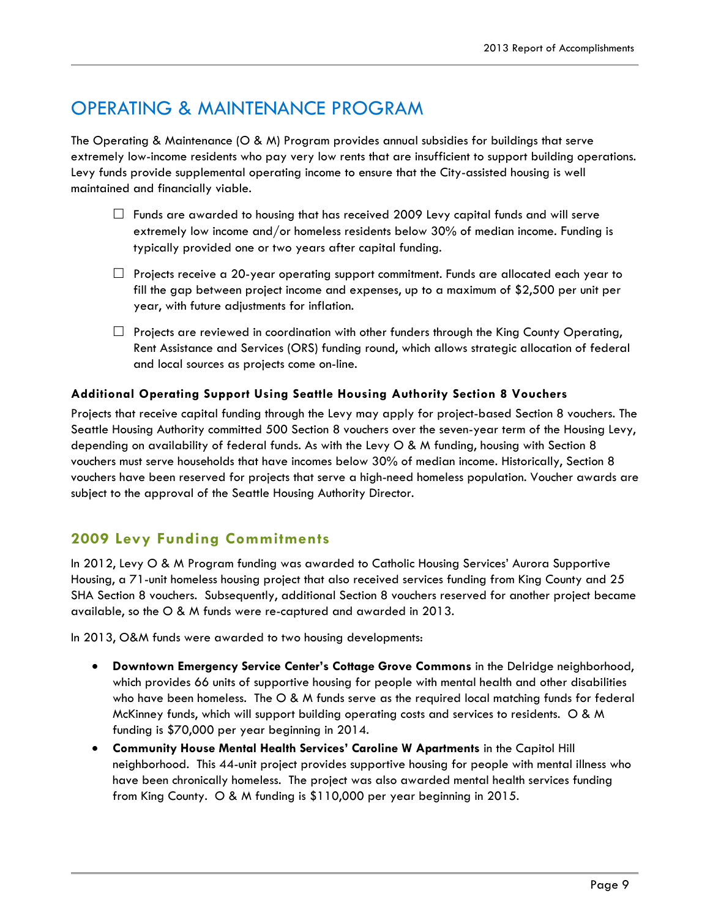# OPERATING & MAINTENANCE PROGRAM

The Operating & Maintenance (O & M) Program provides annual subsidies for buildings that serve extremely low-income residents who pay very low rents that are insufficient to support building operations. Levy funds provide supplemental operating income to ensure that the City-assisted housing is well maintained and financially viable.

- Funds are awarded to housing that has received 2009 Levy capital funds and will serve extremely low income and/or homeless residents below 30% of median income. Funding is typically provided one or two years after capital funding.
- Projects receive a 20-year operating support commitment. Funds are allocated each year to fill the gap between project income and expenses, up to a maximum of $2,500 per unit per year, with future adjustments for inflation.
- Projects are reviewed in coordination with other funders through the King County Operating, Rent Assistance and Services (ORS) funding round, which allows strategic allocation of federal and local sources as projects come on-line.

#### Additional Operating Support Using Seattle Housing Authority Section 8 Vouchers

Projects that receive capital funding through the Levy may apply for project-based Section 8 vouchers. The Seattle Housing Authority committed 500 Section 8 vouchers over the seven-year term of the Housing Levy, depending on availability of federal funds. As with the Levy O & M funding, housing with Section 8 vouchers must serve households that have incomes below 30% of median income. Historically, Section 8 vouchers have been reserved for projects that serve a high-need homeless population. Voucher awards are subject to the approval of the Seattle Housing Authority Director.

## 2009 Levy Funding Commitments

In 2012, Levy O & M Program funding was awarded to Catholic Housing Services' Aurora Supportive Housing, a 71-unit homeless housing project that also received services funding from King County and 25 SHA Section 8 vouchers. Subsequently, additional Section 8 vouchers reserved for another project became available, so the O & M funds were re-captured and awarded in 2013.

In 2013, O&M funds were awarded to two housing developments:

- **Downtown Emergency Service Center's Cottage Grove Commons** in the Delridge neighborhood, which provides 66 units of supportive housing for people with mental health and other disabilities who have been homeless. The O & M funds serve as the required local matching funds for federal McKinney funds, which will support building operating costs and services to residents. O & M funding is $70,000 per year beginning in 2014.
- **Community House Mental Health Services' Caroline W Apartments** in the Capitol Hill neighborhood. This 44-unit project provides supportive housing for people with mental illness who have been chronically homeless. The project was also awarded mental health services funding from King County. O & M funding is $110,000 per year beginning in 2015.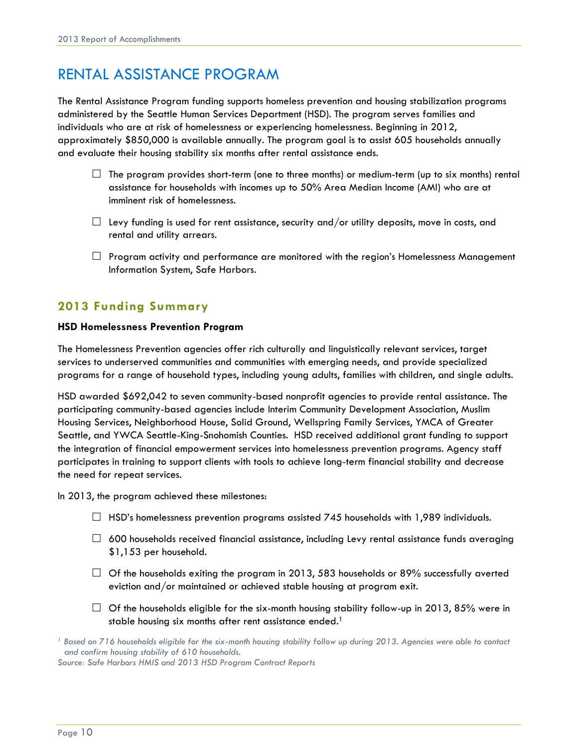# RENTAL ASSISTANCE PROGRAM

The Rental Assistance Program funding supports homeless prevention and housing stabilization programs administered by the Seattle Human Services Department (HSD). The program serves families and individuals who are at risk of homelessness or experiencing homelessness. Beginning in 2012, approximately $850,000 is available annually. The program goal is to assist 605 households annually and evaluate their housing stability six months after rental assistance ends.

- The program provides short-term (one to three months) or medium-term (up to six months) rental assistance for households with incomes up to 50% Area Median Income (AMI) who are at imminent risk of homelessness.
- Levy funding is used for rent assistance, security and/or utility deposits, move in costs, and rental and utility arrears.
- Program activity and performance are monitored with the region's Homelessness Management Information System, Safe Harbors.

## 2013 Funding Summary

### HSD Homelessness Prevention Program

The Homelessness Prevention agencies offer rich culturally and linguistically relevant services, target services to underserved communities and communities with emerging needs, and provide specialized programs for a range of household types, including young adults, families with children, and single adults.

HSD awarded $692,042 to seven community-based nonprofit agencies to provide rental assistance. The participating community-based agencies include Interim Community Development Association, Muslim Housing Services, Neighborhood House, Solid Ground, Wellspring Family Services, YMCA of Greater Seattle, and YWCA Seattle-King-Snohomish Counties. HSD received additional grant funding to support the integration of financial empowerment services into homelessness prevention programs. Agency staff participates in training to support clients with tools to achieve long-term financial stability and decrease the need for repeat services.

In 2013, the program achieved these milestones:

- HSD's homelessness prevention programs assisted 745 households with 1,989 individuals.
- 600 households received financial assistance, including Levy rental assistance funds averaging $1,153 per household.
- Of the households exiting the program in 2013, 583 households or 89% successfully averted eviction and/or maintained or achieved stable housing at program exit.
- Of the households eligible for the six-month housing stability follow-up in 2013, 85% were in stable housing six months after rent assistance ended.[1]

*[1] Based on 716 households eligible for the six-month housing stability follow up during 2013. Agencies were able to contact and confirm housing stability of 610 households.*

*Source: Safe Harbors HMIS and 2013 HSD Program Contract Reports*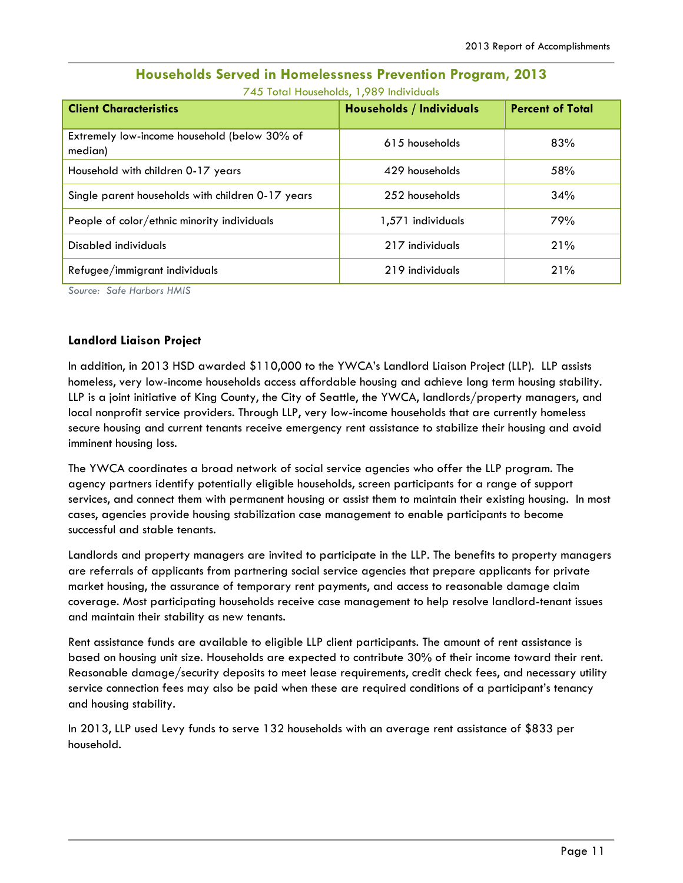## Households Served in Homelessness Prevention Program, 2013

745 Total Households, 1,989 Individuals

| Client Characteristics | Households / Individuals | Percent of Total |
|---|---|---|
| Extremely low-income household (below 30% of median) | 615 households | 83% |
| Household with children 0-17 years | 429 households | 58% |
| Single parent households with children 0-17 years | 252 households | 34% |
| People of color/ethnic minority individuals | 1,571 individuals | 79% |
| Disabled individuals | 217 individuals | 21% |
| Refugee/immigrant individuals | 219 individuals | 21% |

*Source: Safe Harbors HMIS*

### Landlord Liaison Project

In addition, in 2013 HSD awarded $110,000 to the YWCA's Landlord Liaison Project (LLP). LLP assists homeless, very low-income households access affordable housing and achieve long term housing stability. LLP is a joint initiative of King County, the City of Seattle, the YWCA, landlords/property managers, and local nonprofit service providers. Through LLP, very low-income households that are currently homeless secure housing and current tenants receive emergency rent assistance to stabilize their housing and avoid imminent housing loss.

The YWCA coordinates a broad network of social service agencies who offer the LLP program. The agency partners identify potentially eligible households, screen participants for a range of support services, and connect them with permanent housing or assist them to maintain their existing housing. In most cases, agencies provide housing stabilization case management to enable participants to become successful and stable tenants.

Landlords and property managers are invited to participate in the LLP. The benefits to property managers are referrals of applicants from partnering social service agencies that prepare applicants for private market housing, the assurance of temporary rent payments, and access to reasonable damage claim coverage. Most participating households receive case management to help resolve landlord-tenant issues and maintain their stability as new tenants.

Rent assistance funds are available to eligible LLP client participants. The amount of rent assistance is based on housing unit size. Households are expected to contribute 30% of their income toward their rent. Reasonable damage/security deposits to meet lease requirements, credit check fees, and necessary utility service connection fees may also be paid when these are required conditions of a participant's tenancy and housing stability.

In 2013, LLP used Levy funds to serve 132 households with an average rent assistance of $833 per household.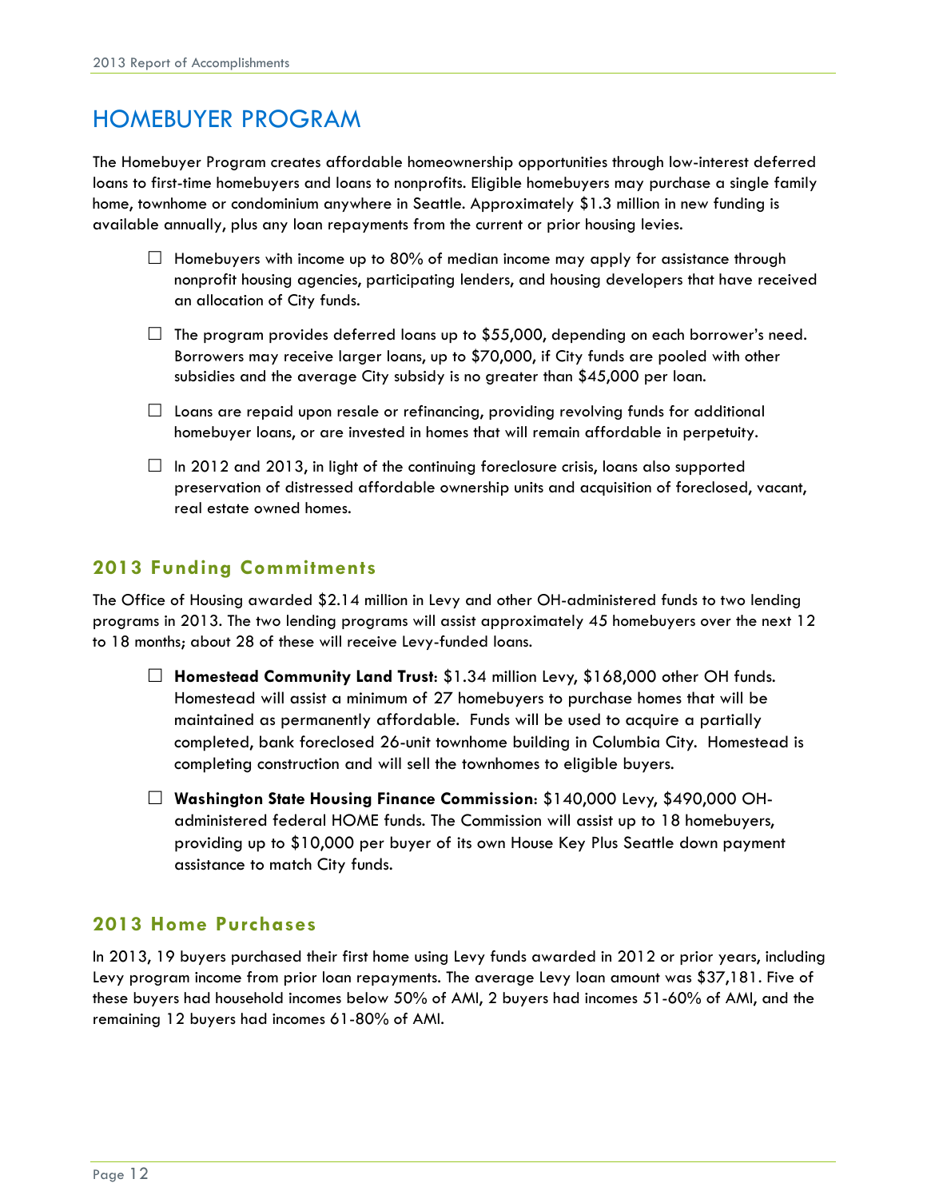# HOMEBUYER PROGRAM

The Homebuyer Program creates affordable homeownership opportunities through low-interest deferred loans to first-time homebuyers and loans to nonprofits. Eligible homebuyers may purchase a single family home, townhome or condominium anywhere in Seattle. Approximately $1.3 million in new funding is available annually, plus any loan repayments from the current or prior housing levies.

- Homebuyers with income up to 80% of median income may apply for assistance through nonprofit housing agencies, participating lenders, and housing developers that have received an allocation of City funds.
- The program provides deferred loans up to $55,000, depending on each borrower's need. Borrowers may receive larger loans, up to $70,000, if City funds are pooled with other subsidies and the average City subsidy is no greater than $45,000 per loan.
- Loans are repaid upon resale or refinancing, providing revolving funds for additional homebuyer loans, or are invested in homes that will remain affordable in perpetuity.
- In 2012 and 2013, in light of the continuing foreclosure crisis, loans also supported preservation of distressed affordable ownership units and acquisition of foreclosed, vacant, real estate owned homes.

## 2013 Funding Commitments

The Office of Housing awarded $2.14 million in Levy and other OH-administered funds to two lending programs in 2013. The two lending programs will assist approximately 45 homebuyers over the next 12 to 18 months; about 28 of these will receive Levy-funded loans.

- **Homestead Community Land Trust**: $1.34 million Levy, $168,000 other OH funds. Homestead will assist a minimum of 27 homebuyers to purchase homes that will be maintained as permanently affordable. Funds will be used to acquire a partially completed, bank foreclosed 26-unit townhome building in Columbia City. Homestead is completing construction and will sell the townhomes to eligible buyers.
- **Washington State Housing Finance Commission**: $140,000 Levy, $490,000 OH-administered federal HOME funds. The Commission will assist up to 18 homebuyers, providing up to $10,000 per buyer of its own House Key Plus Seattle down payment assistance to match City funds.

## 2013 Home Purchases

In 2013, 19 buyers purchased their first home using Levy funds awarded in 2012 or prior years, including Levy program income from prior loan repayments. The average Levy loan amount was $37,181. Five of these buyers had household incomes below 50% of AMI, 2 buyers had incomes 51-60% of AMI, and the remaining 12 buyers had incomes 61-80% of AMI.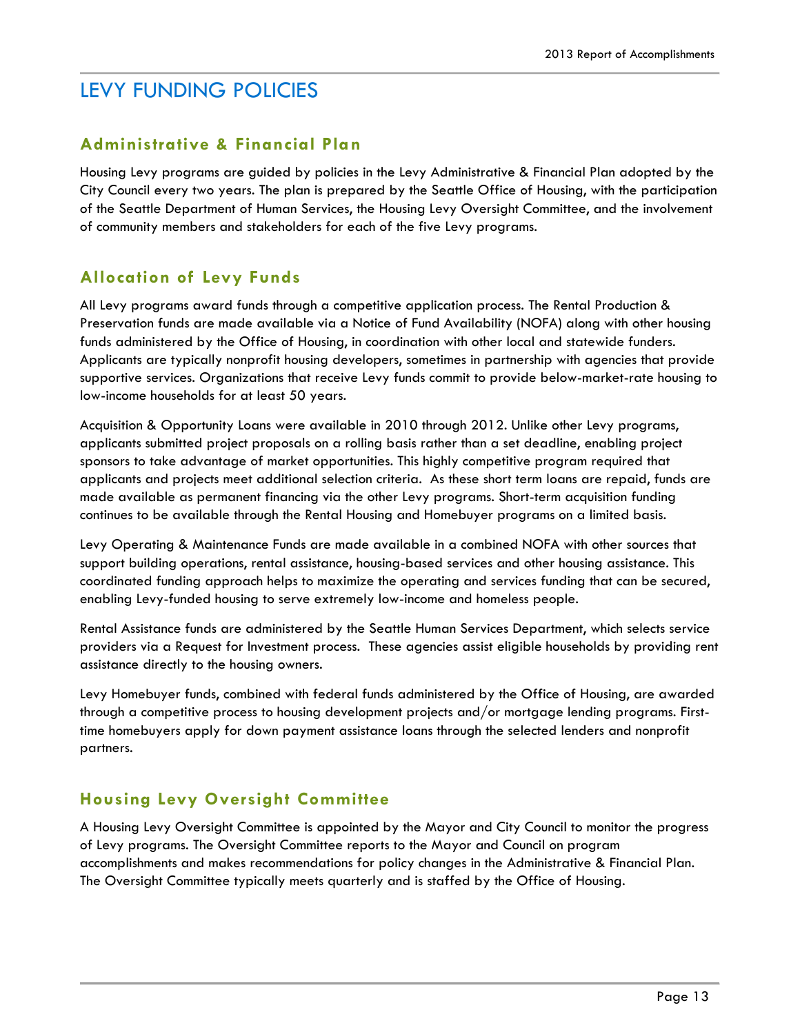# LEVY FUNDING POLICIES

## Administrative & Financial Plan

Housing Levy programs are guided by policies in the Levy Administrative & Financial Plan adopted by the City Council every two years. The plan is prepared by the Seattle Office of Housing, with the participation of the Seattle Department of Human Services, the Housing Levy Oversight Committee, and the involvement of community members and stakeholders for each of the five Levy programs.

## Allocation of Levy Funds

All Levy programs award funds through a competitive application process. The Rental Production & Preservation funds are made available via a Notice of Fund Availability (NOFA) along with other housing funds administered by the Office of Housing, in coordination with other local and statewide funders. Applicants are typically nonprofit housing developers, sometimes in partnership with agencies that provide supportive services. Organizations that receive Levy funds commit to provide below-market-rate housing to low-income households for at least 50 years.

Acquisition & Opportunity Loans were available in 2010 through 2012. Unlike other Levy programs, applicants submitted project proposals on a rolling basis rather than a set deadline, enabling project sponsors to take advantage of market opportunities. This highly competitive program required that applicants and projects meet additional selection criteria. As these short term loans are repaid, funds are made available as permanent financing via the other Levy programs. Short-term acquisition funding continues to be available through the Rental Housing and Homebuyer programs on a limited basis.

Levy Operating & Maintenance Funds are made available in a combined NOFA with other sources that support building operations, rental assistance, housing-based services and other housing assistance. This coordinated funding approach helps to maximize the operating and services funding that can be secured, enabling Levy-funded housing to serve extremely low-income and homeless people.

Rental Assistance funds are administered by the Seattle Human Services Department, which selects service providers via a Request for Investment process. These agencies assist eligible households by providing rent assistance directly to the housing owners.

Levy Homebuyer funds, combined with federal funds administered by the Office of Housing, are awarded through a competitive process to housing development projects and/or mortgage lending programs. First-time homebuyers apply for down payment assistance loans through the selected lenders and nonprofit partners.

## Housing Levy Oversight Committee

A Housing Levy Oversight Committee is appointed by the Mayor and City Council to monitor the progress of Levy programs. The Oversight Committee reports to the Mayor and Council on program accomplishments and makes recommendations for policy changes in the Administrative & Financial Plan. The Oversight Committee typically meets quarterly and is staffed by the Office of Housing.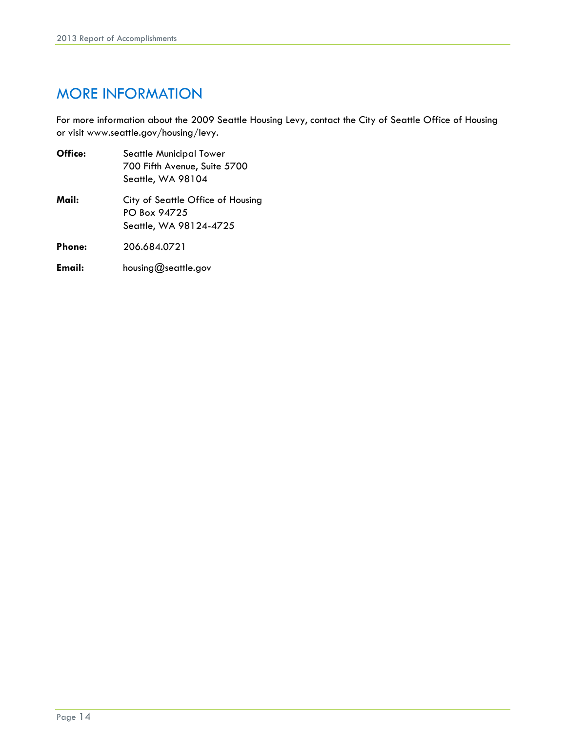## MORE INFORMATION

For more information about the 2009 Seattle Housing Levy, contact the City of Seattle Office of Housing or visit www.seattle.gov/housing/levy.

**Office:** Seattle Municipal Tower
700 Fifth Avenue, Suite 5700
Seattle, WA 98104

**Mail:** City of Seattle Office of Housing
PO Box 94725
Seattle, WA 98124-4725

**Phone:** 206.684.0721

**Email:** housing@seattle.gov